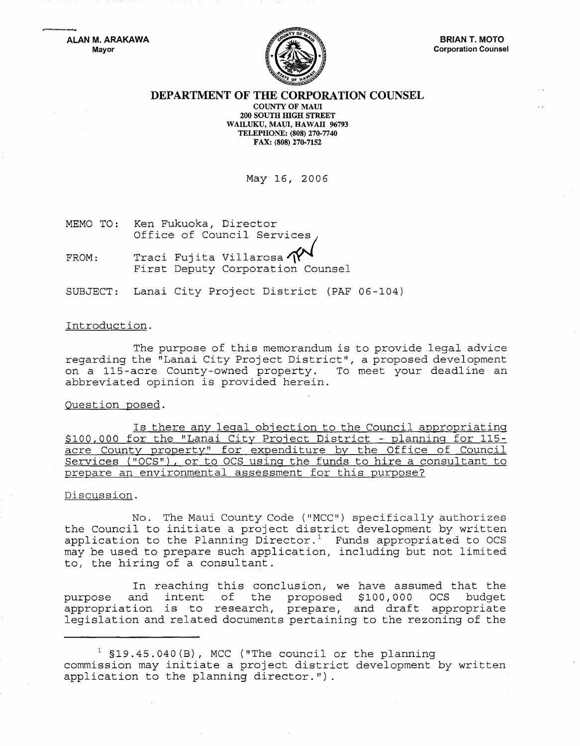**ALAN M. ARAKAWA**
Mayor

**BRIAN T. MOTO**
Corporation Counsel

# DEPARTMENT OF THE CORPORATION COUNSEL

**COUNTY OF MAUI**
**200 SOUTH HIGH STREET**
**WAILUKU, MAUI, HAWAII 96793**
**TELEPHONE: (808) 270-7740**
**FAX: (808) 270-7152**

May 16, 2006

MEMO TO: Ken Fukuoka, Director
Office of Council Services

FROM: Traci Fujita Villarosa
First Deputy Corporation Counsel

SUBJECT: Lanai City Project District (PAF 06-104)

Introduction.

The purpose of this memorandum is to provide legal advice regarding the "Lanai City Project District", a proposed development on a 115-acre County-owned property. To meet your deadline an abbreviated opinion is provided herein.

Question posed.

Is there any legal objection to the Council appropriating $100,000 for the "Lanai City Project District - planning for 115-acre County property" for expenditure by the Office of Council Services ("OCS"), or to OCS using the funds to hire a consultant to prepare an environmental assessment for this purpose?

Discussion.

No. The Maui County Code ("MCC") specifically authorizes the Council to initiate a project district development by written application to the Planning Director.[1] Funds appropriated to OCS may be used to prepare such application, including but not limited to, the hiring of a consultant.

In reaching this conclusion, we have assumed that the purpose and intent of the proposed $100,000 OCS budget appropriation is to research, prepare, and draft appropriate legislation and related documents pertaining to the rezoning of the

[1] §19.45.040(B), MCC ("The council or the planning commission may initiate a project district development by written application to the planning director.").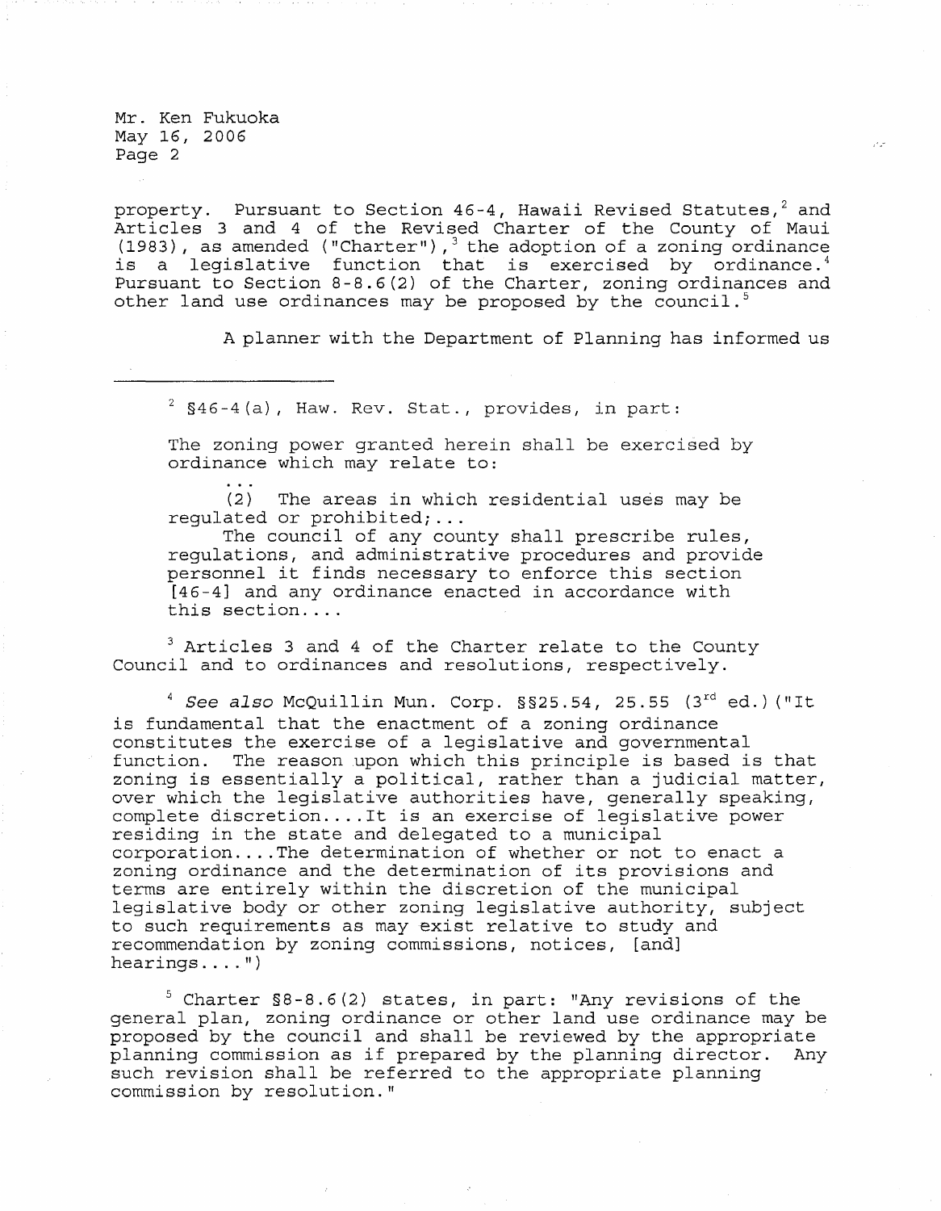property. Pursuant to Section 46-4, Hawaii Revised Statutes,[2] and Articles 3 and 4 of the Revised Charter of the County of Maui (1983), as amended ("Charter"),[3] the adoption of a zoning ordinance is a legislative function that is exercised by ordinance.[4] Pursuant to Section 8-8.6(2) of the Charter, zoning ordinances and other land use ordinances may be proposed by the council.[5]

A planner with the Department of Planning has informed us

---

[2] §46-4(a), Haw. Rev. Stat., provides, in part:

> The zoning power granted herein shall be exercised by ordinance which may relate to:
>
> ...
>
> (2) The areas in which residential uses may be regulated or prohibited;...
>
> The council of any county shall prescribe rules, regulations, and administrative procedures and provide personnel it finds necessary to enforce this section [46-4] and any ordinance enacted in accordance with this section....

[3] Articles 3 and 4 of the Charter relate to the County Council and to ordinances and resolutions, respectively.

[4] *See also* McQuillin Mun. Corp. §§25.54, 25.55 (3rd ed.)("It is fundamental that the enactment of a zoning ordinance constitutes the exercise of a legislative and governmental function. The reason upon which this principle is based is that zoning is essentially a political, rather than a judicial matter, over which the legislative authorities have, generally speaking, complete discretion....It is an exercise of legislative power residing in the state and delegated to a municipal corporation....The determination of whether or not to enact a zoning ordinance and the determination of its provisions and terms are entirely within the discretion of the municipal legislative body or other zoning legislative authority, subject to such requirements as may exist relative to study and recommendation by zoning commissions, notices, [and] hearings....")

[5] Charter §8-8.6(2) states, in part: "Any revisions of the general plan, zoning ordinance or other land use ordinance may be proposed by the council and shall be reviewed by the appropriate planning commission as if prepared by the planning director. Any such revision shall be referred to the appropriate planning commission by resolution."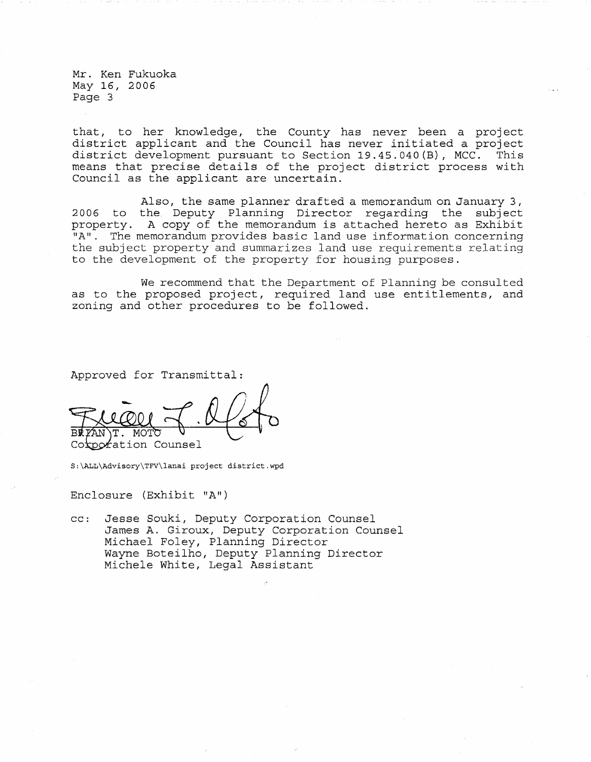that, to her knowledge, the County has never been a project district applicant and the Council has never initiated a project district development pursuant to Section 19.45.040(B), MCC. This means that precise details of the project district process with Council as the applicant are uncertain.

Also, the same planner drafted a memorandum on January 3, 2006 to the Deputy Planning Director regarding the subject property. A copy of the memorandum is attached hereto as Exhibit "A". The memorandum provides basic land use information concerning the subject property and summarizes land use requirements relating to the development of the property for housing purposes.

We recommend that the Department of Planning be consulted as to the proposed project, required land use entitlements, and zoning and other procedures to be followed.

Approved for Transmittal:

BRIAN T. MOTO
Corporation Counsel

S:\ALL\Advisory\TFV\lanai project district.wpd

Enclosure (Exhibit "A")

cc: Jesse Souki, Deputy Corporation Counsel
James A. Giroux, Deputy Corporation Counsel
Michael Foley, Planning Director
Wayne Boteilho, Deputy Planning Director
Michele White, Legal Assistant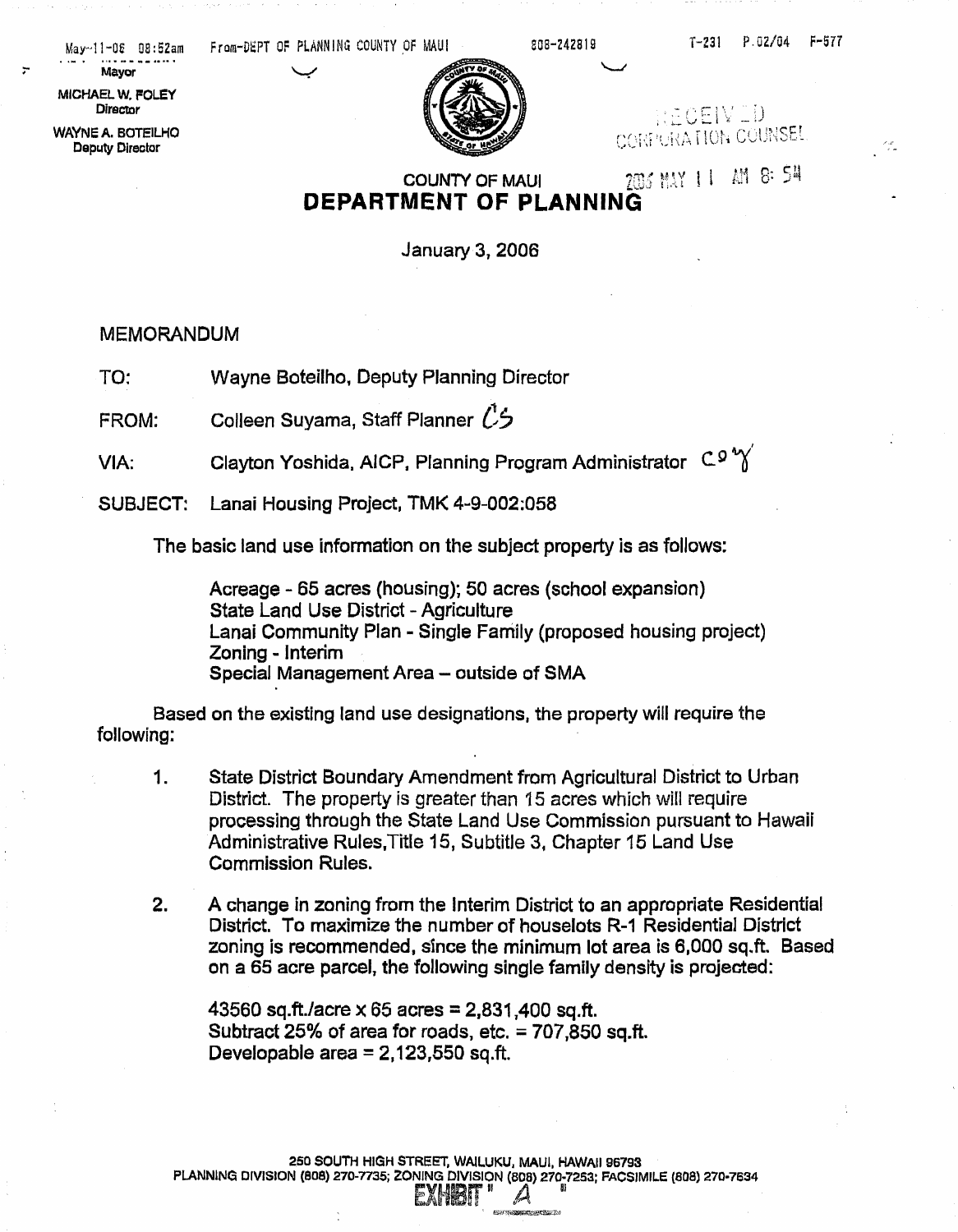Mayor

MICHAEL W. FOLEY
Director

WAYNE A. BOTEILHO
Deputy Director

RECEIVED
CORPORATION COUNSEL
2006 MAY 11 AM 8: 54

COUNTY OF MAUI

# DEPARTMENT OF PLANNING

January 3, 2006

MEMORANDUM

TO: Wayne Boteilho, Deputy Planning Director

FROM: Colleen Suyama, Staff Planner CS

VIA: Clayton Yoshida, AICP, Planning Program Administrator CoY

SUBJECT: Lanai Housing Project, TMK 4-9-002:058

The basic land use information on the subject property is as follows:

> Acreage - 65 acres (housing); 50 acres (school expansion)
> State Land Use District - Agriculture
> Lanai Community Plan - Single Family (proposed housing project)
> Zoning - Interim
> Special Management Area – outside of SMA

Based on the existing land use designations, the property will require the following:

1. State District Boundary Amendment from Agricultural District to Urban District. The property is greater than 15 acres which will require processing through the State Land Use Commission pursuant to Hawaii Administrative Rules, Title 15, Subtitle 3, Chapter 15 Land Use Commission Rules.

2. A change in zoning from the Interim District to an appropriate Residential District. To maximize the number of houselots R-1 Residential District zoning is recommended, since the minimum lot area is 6,000 sq.ft. Based on a 65 acre parcel, the following single family density is projected:

   43560 sq.ft./acre x 65 acres = 2,831,400 sq.ft.
   Subtract 25% of area for roads, etc. = 707,850 sq.ft.
   Developable area = 2,123,550 sq.ft.

250 SOUTH HIGH STREET, WAILUKU, MAUI, HAWAII 96793
PLANNING DIVISION (808) 270-7735; ZONING DIVISION (808) 270-7253; FACSIMILE (808) 270-7634

EXHIBIT " A "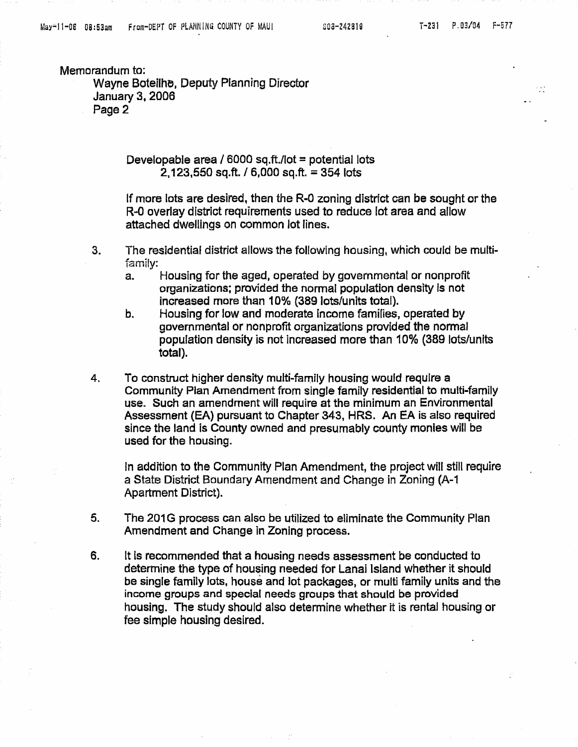Memorandum to:
Wayne Boteilho, Deputy Planning Director
January 3, 2006
Page 2

Developable area / 6000 sq.ft./lot = potential lots
2,123,550 sq.ft. / 6,000 sq.ft. = 354 lots

If more lots are desired, then the R-0 zoning district can be sought or the R-0 overlay district requirements used to reduce lot area and allow attached dwellings on common lot lines.

3. The residential district allows the following housing, which could be multi-family:
   a. Housing for the aged, operated by governmental or nonprofit organizations; provided the normal population density is not increased more than 10% (389 lots/units total).
   b. Housing for low and moderate income families, operated by governmental or nonprofit organizations provided the normal population density is not increased more than 10% (389 lots/units total).

4. To construct higher density multi-family housing would require a Community Plan Amendment from single family residential to multi-family use. Such an amendment will require at the minimum an Environmental Assessment (EA) pursuant to Chapter 343, HRS. An EA is also required since the land is County owned and presumably county monies will be used for the housing.

   In addition to the Community Plan Amendment, the project will still require a State District Boundary Amendment and Change in Zoning (A-1 Apartment District).

5. The 201G process can also be utilized to eliminate the Community Plan Amendment and Change in Zoning process.

6. It is recommended that a housing needs assessment be conducted to determine the type of housing needed for Lanai Island whether it should be single family lots, house and lot packages, or multi family units and the income groups and special needs groups that should be provided housing. The study should also determine whether it is rental housing or fee simple housing desired.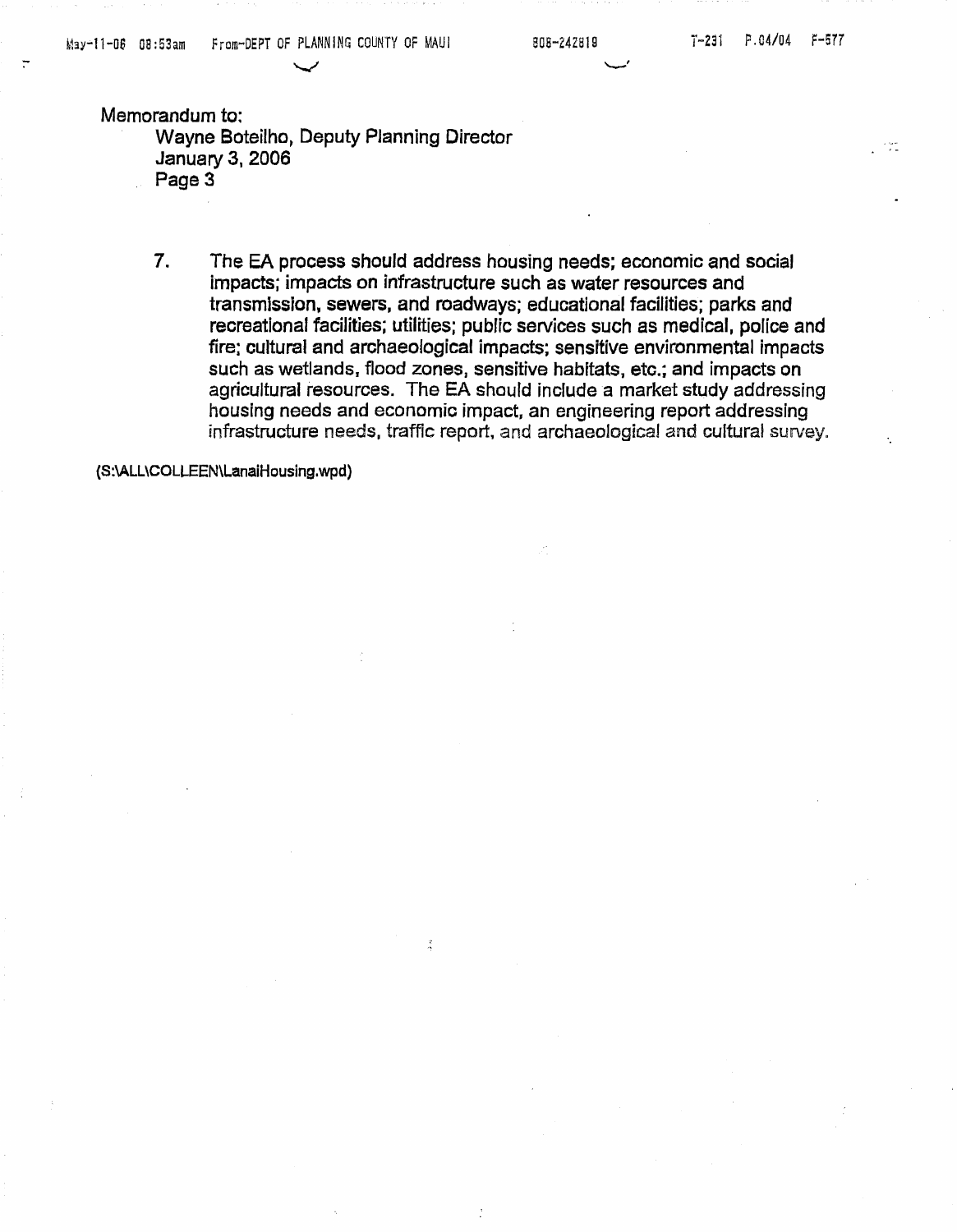Memorandum to:
Wayne Boteilho, Deputy Planning Director
January 3, 2006
Page 3

7. The EA process should address housing needs; economic and social impacts; impacts on infrastructure such as water resources and transmission, sewers, and roadways; educational facilities; parks and recreational facilities; utilities; public services such as medical, police and fire; cultural and archaeological impacts; sensitive environmental impacts such as wetlands, flood zones, sensitive habitats, etc.; and impacts on agricultural resources. The EA should include a market study addressing housing needs and economic impact, an engineering report addressing infrastructure needs, traffic report, and archaeological and cultural survey.

(S:\ALL\COLLEEN\LanaiHousing.wpd)